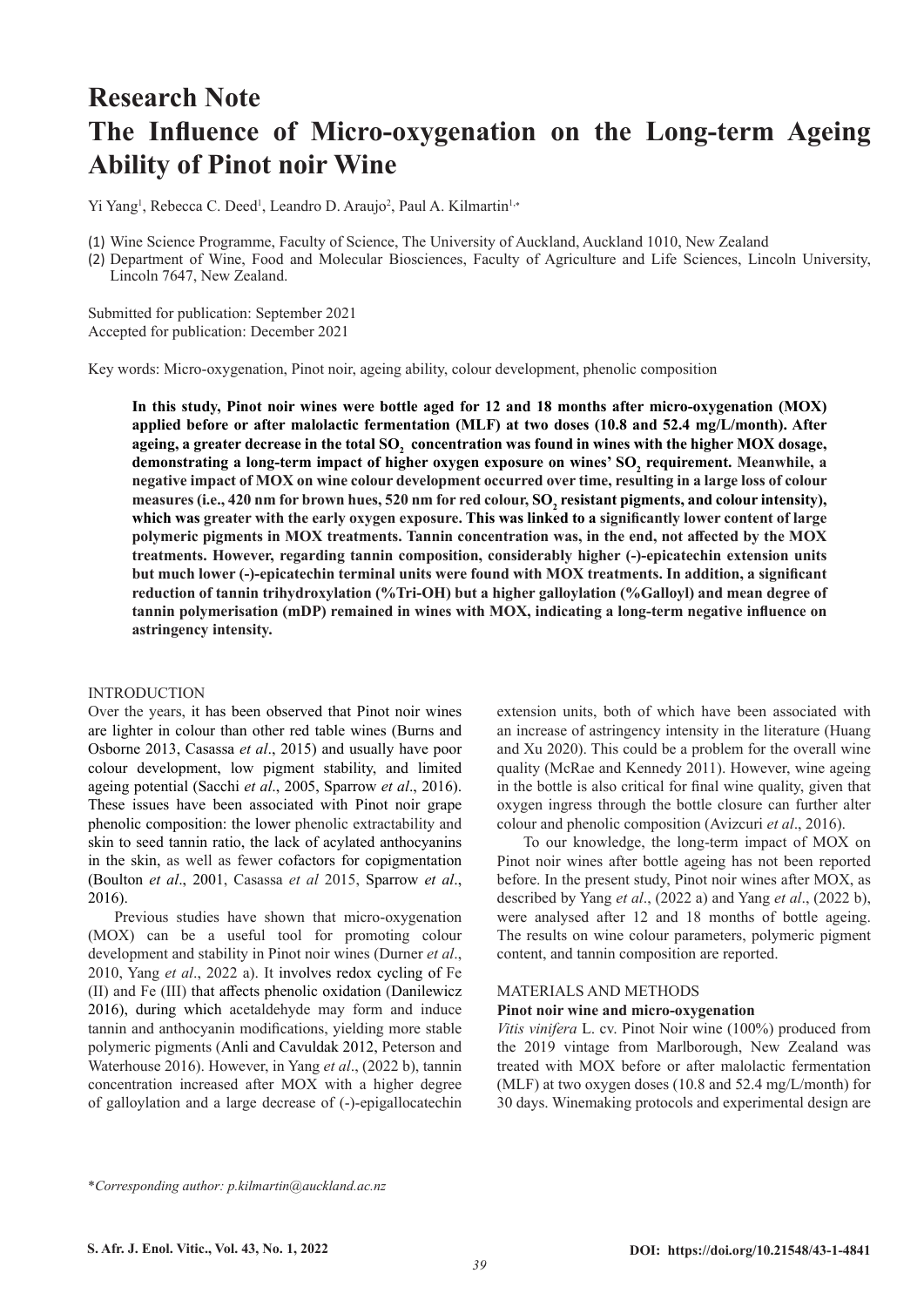# Research Note
# The Influence of Micro-oxygenation on the Long-term Ageing Ability of Pinot noir Wine

Yi Yang[1], Rebecca C. Deed[1], Leandro D. Araujo[2], Paul A. Kilmartin[1,*]

(1) Wine Science Programme, Faculty of Science, The University of Auckland, Auckland 1010, New Zealand
(2) Department of Wine, Food and Molecular Biosciences, Faculty of Agriculture and Life Sciences, Lincoln University, Lincoln 7647, New Zealand.

Submitted for publication: September 2021
Accepted for publication: December 2021

Key words: Micro-oxygenation, Pinot noir, ageing ability, colour development, phenolic composition

**In this study, Pinot noir wines were bottle aged for 12 and 18 months after micro-oxygenation (MOX) applied before or after malolactic fermentation (MLF) at two doses (10.8 and 52.4 mg/L/month). After ageing, a greater decrease in the total $SO_2$ concentration was found in wines with the higher MOX dosage, demonstrating a long-term impact of higher oxygen exposure on wines' $SO_2$ requirement. Meanwhile, a negative impact of MOX on wine colour development occurred over time, resulting in a large loss of colour measures (i.e., 420 nm for brown hues, 520 nm for red colour, $SO_2$ resistant pigments, and colour intensity), which was greater with the early oxygen exposure. This was linked to a significantly lower content of large polymeric pigments in MOX treatments. Tannin concentration was, in the end, not affected by the MOX treatments. However, regarding tannin composition, considerably higher (-)-epicatechin extension units but much lower (-)-epicatechin terminal units were found with MOX treatments. In addition, a significant reduction of tannin trihydroxylation (%Tri-OH) but a higher galloylation (%Galloyl) and mean degree of tannin polymerisation (mDP) remained in wines with MOX, indicating a long-term negative influence on astringency intensity.**

## INTRODUCTION

Over the years, it has been observed that Pinot noir wines are lighter in colour than other red table wines (Burns and Osborne 2013, Casassa *et al*., 2015) and usually have poor colour development, low pigment stability, and limited ageing potential (Sacchi *et al*., 2005, Sparrow *et al*., 2016). These issues have been associated with Pinot noir grape phenolic composition: the lower phenolic extractability and skin to seed tannin ratio, the lack of acylated anthocyanins in the skin, as well as fewer cofactors for copigmentation (Boulton *et al*., 2001, Casassa *et al* 2015, Sparrow *et al*., 2016).

Previous studies have shown that micro-oxygenation (MOX) can be a useful tool for promoting colour development and stability in Pinot noir wines (Durner *et al*., 2010, Yang *et al*., 2022 a). It involves redox cycling of Fe (II) and Fe (III) that affects phenolic oxidation (Danilewicz 2016), during which acetaldehyde may form and induce tannin and anthocyanin modifications, yielding more stable polymeric pigments (Anli and Cavuldak 2012, Peterson and Waterhouse 2016). However, in Yang *et al*., (2022 b), tannin concentration increased after MOX with a higher degree of galloylation and a large decrease of (-)-epigallocatechin extension units, both of which have been associated with an increase of astringency intensity in the literature (Huang and Xu 2020). This could be a problem for the overall wine quality (McRae and Kennedy 2011). However, wine ageing in the bottle is also critical for final wine quality, given that oxygen ingress through the bottle closure can further alter colour and phenolic composition (Avizcuri *et al*., 2016).

To our knowledge, the long-term impact of MOX on Pinot noir wines after bottle ageing has not been reported before. In the present study, Pinot noir wines after MOX, as described by Yang *et al*., (2022 a) and Yang *et al*., (2022 b), were analysed after 12 and 18 months of bottle ageing. The results on wine colour parameters, polymeric pigment content, and tannin composition are reported.

## MATERIALS AND METHODS

### Pinot noir wine and micro-oxygenation

*Vitis vinifera* L. cv. Pinot Noir wine (100%) produced from the 2019 vintage from Marlborough, New Zealand was treated with MOX before or after malolactic fermentation (MLF) at two oxygen doses (10.8 and 52.4 mg/L/month) for 30 days. Winemaking protocols and experimental design are

*\*Corresponding author: p.kilmartin@auckland.ac.nz*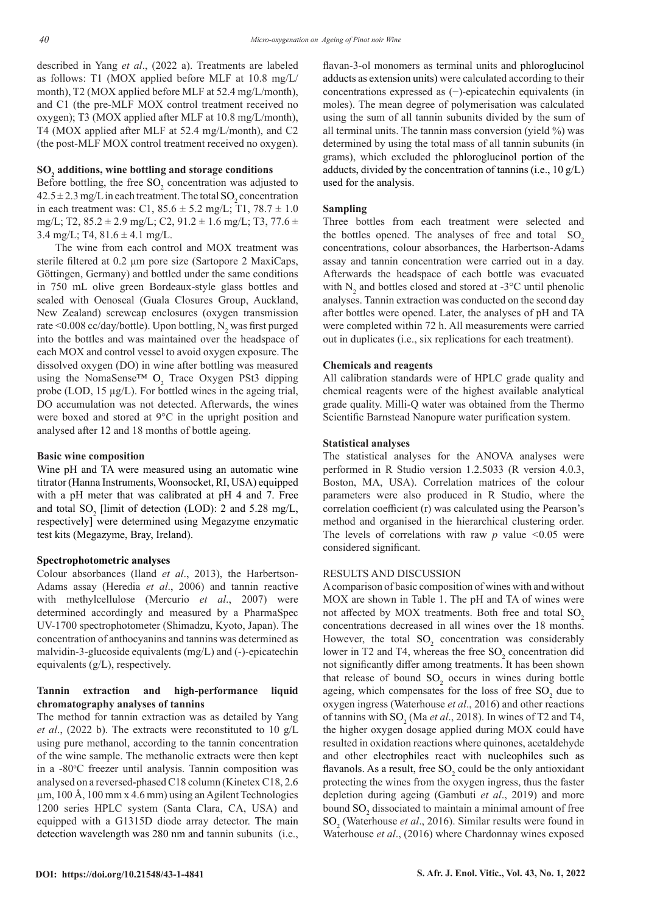described in Yang *et al*., (2022 a). Treatments are labeled as follows: T1 (MOX applied before MLF at 10.8 mg/L/month), T2 (MOX applied before MLF at 52.4 mg/L/month), and C1 (the pre-MLF MOX control treatment received no oxygen); T3 (MOX applied after MLF at 10.8 mg/L/month), T4 (MOX applied after MLF at 52.4 mg/L/month), and C2 (the post-MLF MOX control treatment received no oxygen).

### $SO_2$ additions, wine bottling and storage conditions

Before bottling, the free $SO_2$ concentration was adjusted to $42.5 \pm 2.3$ mg/L in each treatment. The total $SO_2$ concentration in each treatment was: C1, $85.6 \pm 5.2$ mg/L; T1, $78.7 \pm 1.0$ mg/L; T2, $85.2 \pm 2.9$ mg/L; C2, $91.2 \pm 1.6$ mg/L; T3, $77.6 \pm 3.4$ mg/L; T4, $81.6 \pm 4.1$ mg/L.

The wine from each control and MOX treatment was sterile filtered at 0.2 µm pore size (Sartopore 2 MaxiCaps, Göttingen, Germany) and bottled under the same conditions in 750 mL olive green Bordeaux-style glass bottles and sealed with Oenoseal (Guala Closures Group, Auckland, New Zealand) screwcap enclosures (oxygen transmission rate <0.008 cc/day/bottle). Upon bottling, $N_2$ was first purged into the bottles and was maintained over the headspace of each MOX and control vessel to avoid oxygen exposure. The dissolved oxygen (DO) in wine after bottling was measured using the NomaSense™ $O_2$ Trace Oxygen PSt3 dipping probe (LOD, 15 µg/L). For bottled wines in the ageing trial, DO accumulation was not detected. Afterwards, the wines were boxed and stored at 9°C in the upright position and analysed after 12 and 18 months of bottle ageing.

### Basic wine composition

Wine pH and TA were measured using an automatic wine titrator (Hanna Instruments, Woonsocket, RI, USA) equipped with a pH meter that was calibrated at pH 4 and 7. Free and total $SO_2$ [limit of detection (LOD): 2 and 5.28 mg/L, respectively] were determined using Megazyme enzymatic test kits (Megazyme, Bray, Ireland).

### Spectrophotometric analyses

Colour absorbances (Iland *et al*., 2013), the Harbertson-Adams assay (Heredia *et al*., 2006) and tannin reactive with methylcellulose (Mercurio *et al*., 2007) were determined accordingly and measured by a PharmaSpec UV-1700 spectrophotometer (Shimadzu, Kyoto, Japan). The concentration of anthocyanins and tannins was determined as malvidin-3-glucoside equivalents (mg/L) and (-)-epicatechin equivalents (g/L), respectively.

### Tannin extraction and high-performance liquid chromatography analyses of tannins

The method for tannin extraction was as detailed by Yang *et al*., (2022 b). The extracts were reconstituted to 10 g/L using pure methanol, according to the tannin concentration of the wine sample. The methanolic extracts were then kept in a -80°C freezer until analysis. Tannin composition was analysed on a reversed-phased C18 column (Kinetex C18, 2.6 µm, 100 Å, 100 mm x 4.6 mm) using an Agilent Technologies 1200 series HPLC system (Santa Clara, CA, USA) and equipped with a G1315D diode array detector. The main detection wavelength was 280 nm and tannin subunits (i.e., flavan-3-ol monomers as terminal units and phloroglucinol adducts as extension units) were calculated according to their concentrations expressed as (−)-epicatechin equivalents (in moles). The mean degree of polymerisation was calculated using the sum of all tannin subunits divided by the sum of all terminal units. The tannin mass conversion (yield %) was determined by using the total mass of all tannin subunits (in grams), which excluded the phloroglucinol portion of the adducts, divided by the concentration of tannins (i.e., 10 g/L) used for the analysis.

### Sampling

Three bottles from each treatment were selected and the bottles opened. The analyses of free and total $SO_2$ concentrations, colour absorbances, the Harbertson-Adams assay and tannin concentration were carried out in a day. Afterwards the headspace of each bottle was evacuated with $N_2$ and bottles closed and stored at -3°C until phenolic analyses. Tannin extraction was conducted on the second day after bottles were opened. Later, the analyses of pH and TA were completed within 72 h. All measurements were carried out in duplicates (i.e., six replications for each treatment).

### Chemicals and reagents

All calibration standards were of HPLC grade quality and chemical reagents were of the highest available analytical grade quality. Milli-Q water was obtained from the Thermo Scientific Barnstead Nanopure water purification system.

### Statistical analyses

The statistical analyses for the ANOVA analyses were performed in R Studio version 1.2.5033 (R version 4.0.3, Boston, MA, USA). Correlation matrices of the colour parameters were also produced in R Studio, where the correlation coefficient (r) was calculated using the Pearson's method and organised in the hierarchical clustering order. The levels of correlations with raw $p$ value $<0.05$ were considered significant.

## RESULTS AND DISCUSSION

A comparison of basic composition of wines with and without MOX are shown in Table 1. The pH and TA of wines were not affected by MOX treatments. Both free and total $SO_2$ concentrations decreased in all wines over the 18 months. However, the total $SO_2$ concentration was considerably lower in T2 and T4, whereas the free $SO_2$ concentration did not significantly differ among treatments. It has been shown that release of bound $SO_2$ occurs in wines during bottle ageing, which compensates for the loss of free $SO_2$ due to oxygen ingress (Waterhouse *et al*., 2016) and other reactions of tannins with $SO_2$ (Ma *et al*., 2018). In wines of T2 and T4, the higher oxygen dosage applied during MOX could have resulted in oxidation reactions where quinones, acetaldehyde and other electrophiles react with nucleophiles such as flavanols. As a result, free $SO_2$ could be the only antioxidant protecting the wines from the oxygen ingress, thus the faster depletion during ageing (Gambuti *et al*., 2019) and more bound $SO_2$ dissociated to maintain a minimal amount of free $SO_2$ (Waterhouse *et al*., 2016). Similar results were found in Waterhouse *et al*., (2016) where Chardonnay wines exposed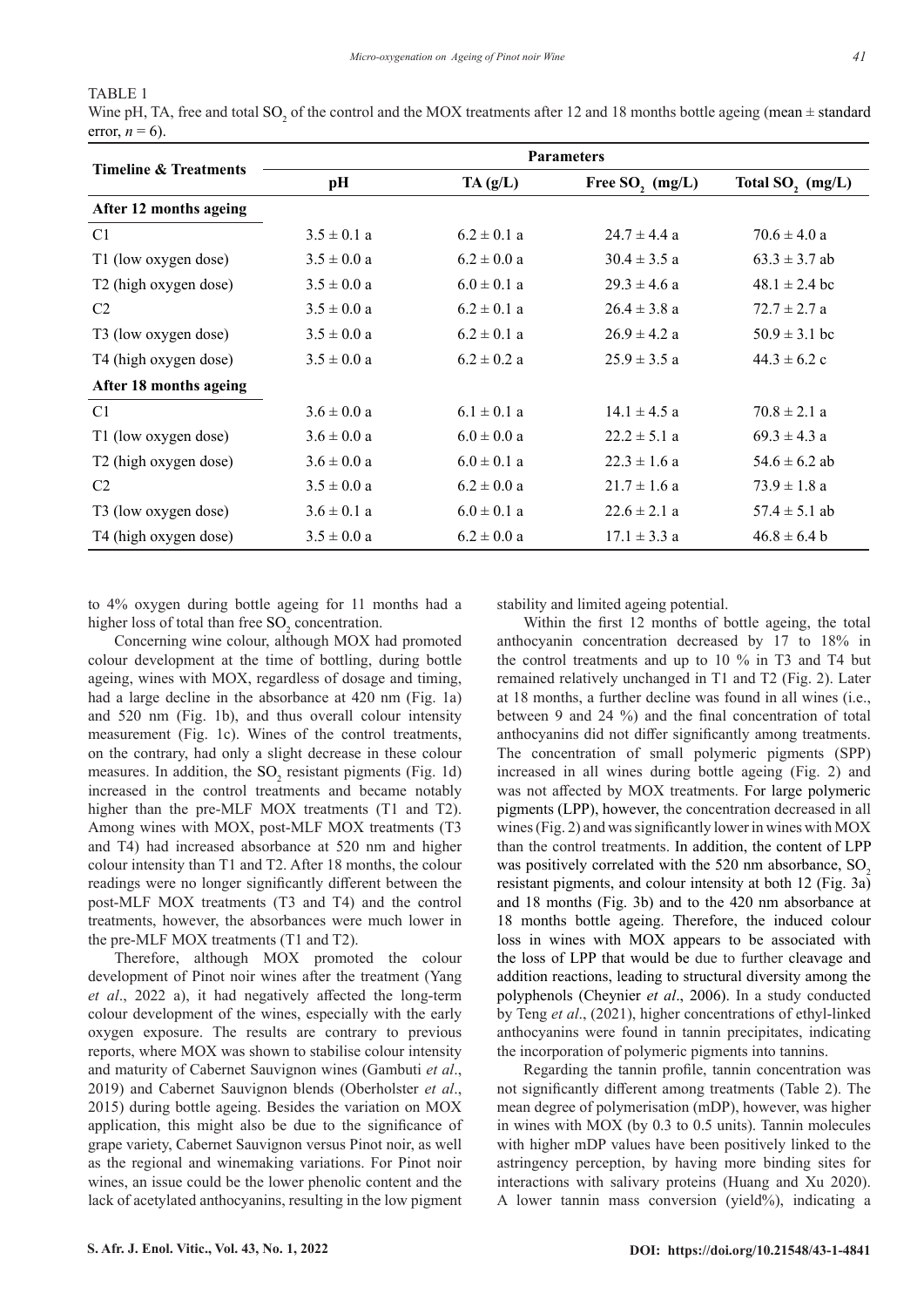TABLE 1

Wine pH, TA, free and total $SO_2$ of the control and the MOX treatments after 12 and 18 months bottle ageing (mean ± standard error, $n = 6$).

| Timeline & Treatments | Parameters | | | |
|---|---|---|---|---|
| | pH | TA (g/L) | Free $SO_2$ (mg/L) | Total $SO_2$ (mg/L) |
| **After 12 months ageing** | | | | |
| C1 | 3.5 ± 0.1 a | 6.2 ± 0.1 a | 24.7 ± 4.4 a | 70.6 ± 4.0 a |
| T1 (low oxygen dose) | 3.5 ± 0.0 a | 6.2 ± 0.0 a | 30.4 ± 3.5 a | 63.3 ± 3.7 ab |
| T2 (high oxygen dose) | 3.5 ± 0.0 a | 6.0 ± 0.1 a | 29.3 ± 4.6 a | 48.1 ± 2.4 bc |
| C2 | 3.5 ± 0.0 a | 6.2 ± 0.1 a | 26.4 ± 3.8 a | 72.7 ± 2.7 a |
| T3 (low oxygen dose) | 3.5 ± 0.0 a | 6.2 ± 0.1 a | 26.9 ± 4.2 a | 50.9 ± 3.1 bc |
| T4 (high oxygen dose) | 3.5 ± 0.0 a | 6.2 ± 0.2 a | 25.9 ± 3.5 a | 44.3 ± 6.2 c |
| **After 18 months ageing** | | | | |
| C1 | 3.6 ± 0.0 a | 6.1 ± 0.1 a | 14.1 ± 4.5 a | 70.8 ± 2.1 a |
| T1 (low oxygen dose) | 3.6 ± 0.0 a | 6.0 ± 0.0 a | 22.2 ± 5.1 a | 69.3 ± 4.3 a |
| T2 (high oxygen dose) | 3.6 ± 0.0 a | 6.0 ± 0.1 a | 22.3 ± 1.6 a | 54.6 ± 6.2 ab |
| C2 | 3.5 ± 0.0 a | 6.2 ± 0.0 a | 21.7 ± 1.6 a | 73.9 ± 1.8 a |
| T3 (low oxygen dose) | 3.6 ± 0.1 a | 6.0 ± 0.1 a | 22.6 ± 2.1 a | 57.4 ± 5.1 ab |
| T4 (high oxygen dose) | 3.5 ± 0.0 a | 6.2 ± 0.0 a | 17.1 ± 3.3 a | 46.8 ± 6.4 b |

to 4% oxygen during bottle ageing for 11 months had a higher loss of total than free $SO_2$ concentration.

Concerning wine colour, although MOX had promoted colour development at the time of bottling, during bottle ageing, wines with MOX, regardless of dosage and timing, had a large decline in the absorbance at 420 nm (Fig. 1a) and 520 nm (Fig. 1b), and thus overall colour intensity measurement (Fig. 1c). Wines of the control treatments, on the contrary, had only a slight decrease in these colour measures. In addition, the $SO_2$ resistant pigments (Fig. 1d) increased in the control treatments and became notably higher than the pre-MLF MOX treatments (T1 and T2). Among wines with MOX, post-MLF MOX treatments (T3 and T4) had increased absorbance at 520 nm and higher colour intensity than T1 and T2. After 18 months, the colour readings were no longer significantly different between the post-MLF MOX treatments (T3 and T4) and the control treatments, however, the absorbances were much lower in the pre-MLF MOX treatments (T1 and T2).

Therefore, although MOX promoted the colour development of Pinot noir wines after the treatment (Yang *et al*., 2022 a), it had negatively affected the long-term colour development of the wines, especially with the early oxygen exposure. The results are contrary to previous reports, where MOX was shown to stabilise colour intensity and maturity of Cabernet Sauvignon wines (Gambuti *et al*., 2019) and Cabernet Sauvignon blends (Oberholster *et al*., 2015) during bottle ageing. Besides the variation on MOX application, this might also be due to the significance of grape variety, Cabernet Sauvignon versus Pinot noir, as well as the regional and winemaking variations. For Pinot noir wines, an issue could be the lower phenolic content and the lack of acetylated anthocyanins, resulting in the low pigment stability and limited ageing potential.

Within the first 12 months of bottle ageing, the total anthocyanin concentration decreased by 17 to 18% in the control treatments and up to 10 % in T3 and T4 but remained relatively unchanged in T1 and T2 (Fig. 2). Later at 18 months, a further decline was found in all wines (i.e., between 9 and 24 %) and the final concentration of total anthocyanins did not differ significantly among treatments. The concentration of small polymeric pigments (SPP) increased in all wines during bottle ageing (Fig. 2) and was not affected by MOX treatments. For large polymeric pigments (LPP), however, the concentration decreased in all wines (Fig. 2) and was significantly lower in wines with MOX than the control treatments. In addition, the content of LPP was positively correlated with the 520 nm absorbance, $SO_2$ resistant pigments, and colour intensity at both 12 (Fig. 3a) and 18 months (Fig. 3b) and to the 420 nm absorbance at 18 months bottle ageing. Therefore, the induced colour loss in wines with MOX appears to be associated with the loss of LPP that would be due to further cleavage and addition reactions, leading to structural diversity among the polyphenols (Cheynier *et al*., 2006). In a study conducted by Teng *et al*., (2021), higher concentrations of ethyl-linked anthocyanins were found in tannin precipitates, indicating the incorporation of polymeric pigments into tannins.

Regarding the tannin profile, tannin concentration was not significantly different among treatments (Table 2). The mean degree of polymerisation (mDP), however, was higher in wines with MOX (by 0.3 to 0.5 units). Tannin molecules with higher mDP values have been positively linked to the astringency perception, by having more binding sites for interactions with salivary proteins (Huang and Xu 2020). A lower tannin mass conversion (yield%), indicating a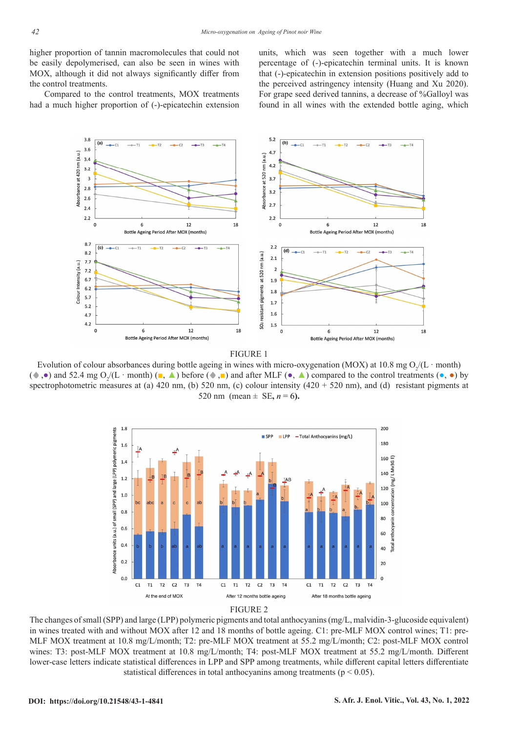higher proportion of tannin macromolecules that could not be easily depolymerised, can also be seen in wines with MOX, although it did not always significantly differ from the control treatments.

Compared to the control treatments, MOX treatments had a much higher proportion of (-)-epicatechin extension units, which was seen together with a much lower percentage of (-)-epicatechin terminal units. It is known that (-)-epicatechin in extension positions positively add to the perceived astringency intensity (Huang and Xu 2020). For grape seed derived tannins, a decrease of %Galloyl was found in all wines with the extended bottle aging, which

FIGURE 1

Evolution of colour absorbances during bottle ageing in wines with micro-oxygenation (MOX) at 10.8 mg $O_2$/(L · month) (◆,●) and 52.4 mg $O_2$/(L · month) (■, ▲) before (◆,■) and after MLF (●, ▲) compared to the control treatments (●, ●) by spectrophotometric measures at (a) 420 nm, (b) 520 nm, (c) colour intensity (420 + 520 nm), and (d) resistant pigments at 520 nm (mean ± SE, $n = 6$).

FIGURE 2

The changes of small (SPP) and large (LPP) polymeric pigments and total anthocyanins (mg/L, malvidin-3-glucoside equivalent) in wines treated with and without MOX after 12 and 18 months of bottle ageing. C1: pre-MLF MOX control wines; T1: pre-MLF MOX treatment at 10.8 mg/L/month; T2: pre-MLF MOX treatment at 55.2 mg/L/month; C2: post-MLF MOX control wines: T3: post-MLF MOX treatment at 10.8 mg/L/month; T4: post-MLF MOX treatment at 55.2 mg/L/month. Different lower-case letters indicate statistical differences in LPP and SPP among treatments, while different capital letters differentiate statistical differences in total anthocyanins among treatments ($p < 0.05$).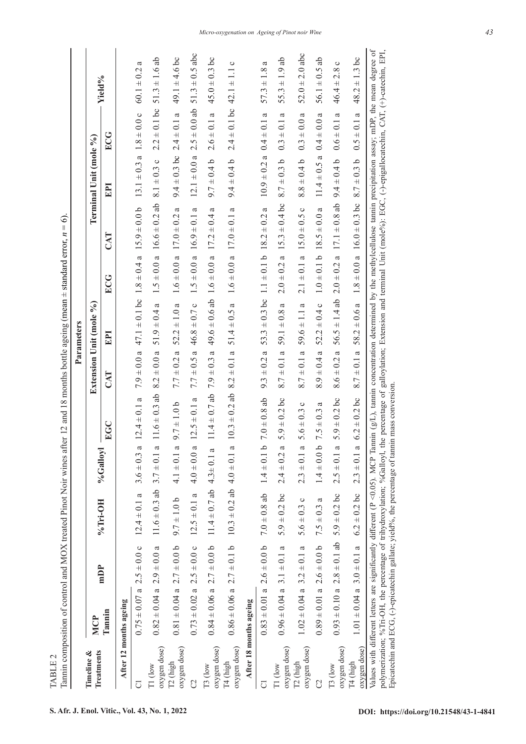TABLE 2

Tannin composition of control and MOX treated Pinot Noir wines after 12 and 18 months bottle ageing (mean ± standard error, $n = 6$).

| Timeline & Treatments | Parameters | | | | | | | | | | | |
|---|---|---|---|---|---|---|---|---|---|---|---|---|
| | MCP Tannin | mDP | %Tri-OH | %Galloyl | Extension Unit (mole %) | | | | Terminal Unit (mole %) | | | Yield% |
| | | | | | EGC | CAT | EPI | ECG | CAT | EPI | ECG | |
| **After 12 months ageing** | | | | | | | | | | | | |
| C1 | 0.75 ± 0.07 a | 2.5 ± 0.0 c | 12.4 ± 0.1 a | 3.6 ± 0.3 a | 12.4 ± 0.1 a | 7.9 ± 0.0 a | 47.1 ± 0.1 bc | 1.8 ± 0.4 a | 15.9 ± 0.0 b | 13.1 ± 0.3 a | 1.8 ± 0.0 c | 60.1 ± 0.2 a |
| T1 (low oxygen dose) | 0.82 ± 0.04 a | 2.9 ± 0.0 a | 11.6 ± 0.3 ab | 3.7 ± 0.1 a | 11.6 ± 0.3 ab | 8.2 ± 0.0 a | 51.9 ± 0.4 a | 1.5 ± 0.0 a | 16.6 ± 0.2 ab | 8.1 ± 0.3 c | 2.2 ± 0.1 bc | 51.3 ± 1.6 ab |
| T2 (high oxygen dose) | 0.81 ± 0.04 a | 2.7 ± 0.0 b | 9.7 ± 1.0 b | 4.1 ± 0.1 a | 9.7 ± 1.0 b | 7.7 ± 0.2 a | 52.2 ± 1.0 a | 1.6 ± 0.0 a | 17.0 ± 0.2 a | 9.4 ± 0.3 bc | 2.4 ± 0.1 a | 49.1 ± 4.6 bc |
| C2 | 0.73 ± 0.02 a | 2.5 ± 0.0 c | 12.5 ± 0.1 a | 4.0 ± 0.0 a | 12.5 ± 0.1 a | 7.7 ± 0.5 a | 46.8 ± 0.7 c | 1.5 ± 0.0 a | 16.9 ± 0.1 a | 12.1 ± 0.0 a | 2.5 ± 0.0 ab | 51.3 ± 0.5 abc |
| T3 (low oxygen dose) | 0.84 ± 0.06 a | 2.7 ± 0.0 b | 11.4 ± 0.7 ab | 4.3± 0.1 a | 11.4 ± 0.7 ab | 7.9 ± 0.3 a | 49.6 ± 0.6 ab | 1.6 ± 0.0 a | 17.2 ± 0.4 a | 9.7 ± 0.4 b | 2.6 ± 0.1 a | 45.0 ± 0.3 bc |
| T4 (high oxygen dose) | 0.86 ± 0.06 a | 2.7 ± 0.1 b | 10.3 ± 0.2 ab | 4.0 ± 0.1 a | 10.3 ± 0.2 ab | 8.2 ± 0.1 a | 51.4 ± 0.5 a | 1.6 ± 0.0 a | 17.0 ± 0.1 a | 9.4 ± 0.4 b | 2.4 ± 0.1 bc | 42.1 ± 1.1 c |
| **After 18 months ageing** | | | | | | | | | | | | |
| C1 | 0.83 ± 0.01 a | 2.6 ± 0.0 b | 7.0 ± 0.8 ab | 1.4 ± 0.1 b | 7.0 ± 0.8 ab | 9.3 ± 0.2 a | 53.3 ± 0.3 bc | 1.1 ± 0.1 b | 18.2 ± 0.2 a | 10.9 ± 0.2 a | 0.4 ± 0.1 a | 57.3 ± 1.8 a |
| T1 (low oxygen dose) | 0.96 ± 0.04 a | 3.1 ± 0.1 a | 5.9 ± 0.2 bc | 2.4 ± 0.2 a | 5.9 ± 0.2 bc | 8.7 ± 0.1 a | 59.1 ± 0.8 a | 2.0 ± 0.2 a | 15.3 ± 0.4 bc | 8.7 ± 0.3 b | 0.3 ± 0.1 a | 55.3 ± 1.9 ab |
| T2 (high oxygen dose) | 1.02 ± 0.04 a | 3.2 ± 0.1 a | 5.6 ± 0.3 c | 2.3 ± 0.1 a | 5.6 ± 0.3 c | 8.7 ± 0.1 a | 59.6 ± 1.1 a | 2.1 ± 0.1 a | 15.0 ± 0.5 c | 8.8 ± 0.4 b | 0.3 ± 0.0 a | 52.0 ± 2.0 abc |
| C2 | 0.89 ± 0.01 a | 2.6 ± 0.0 b | 7.5 ± 0.3 a | 1.4 ± 0.0 b | 7.5 ± 0.3 a | 8.9 ± 0.4 a | 52.2 ± 0.4 c | 1.0 ± 0.1 b | 18.5 ± 0.0 a | 11.4 ± 0.5 a | 0.4 ± 0.0 a | 56.1 ± 0.5 ab |
| T3 (low oxygen dose) | 0.93 ± 0.10 a | 2.8 ± 0.1 ab | 5.9 ± 0.2 bc | 2.5 ± 0.1 a | 5.9 ± 0.2 bc | 8.6 ± 0.2 a | 56.5 ± 1.4 ab | 2.0 ± 0.2 a | 17.1 ± 0.8 ab | 9.4 ± 0.4 b | 0.6 ± 0.1 a | 46.4 ± 2.8 c |
| T4 (high oxygen dose) | 1.01 ± 0.04 a | 3.0 ± 0.1 a | 6.2 ± 0.2 bc | 2.3 ± 0.1 a | 6.2 ± 0.2 bc | 8.7 ± 0.1 a | 58.2 ± 0.6 a | 1.8 ± 0.0 a | 16.0 ± 0.3 bc | 8.7 ± 0.3 b | 0.5 ± 0.1 a | 48.2 ± 1.3 bc |

Values with different letters are significantly different ($P < 0.05$). MCP Tannin (g/L), tannin concentration determined by the methylcellulose tannin precipitation assay; mDP, the mean degree of polymerization; %Tri-OH, the percentage of trihydroxylation; %Galloyl, the percentage of galloylation; Extension and terminal Unit (mole%): EGC, (-)-epigallocatechin, CAT, (+)-catechin, EPI, Epicatechin and ECG, (-)-epicatechin gallate; yield%, the percentage of tannin mass conversion.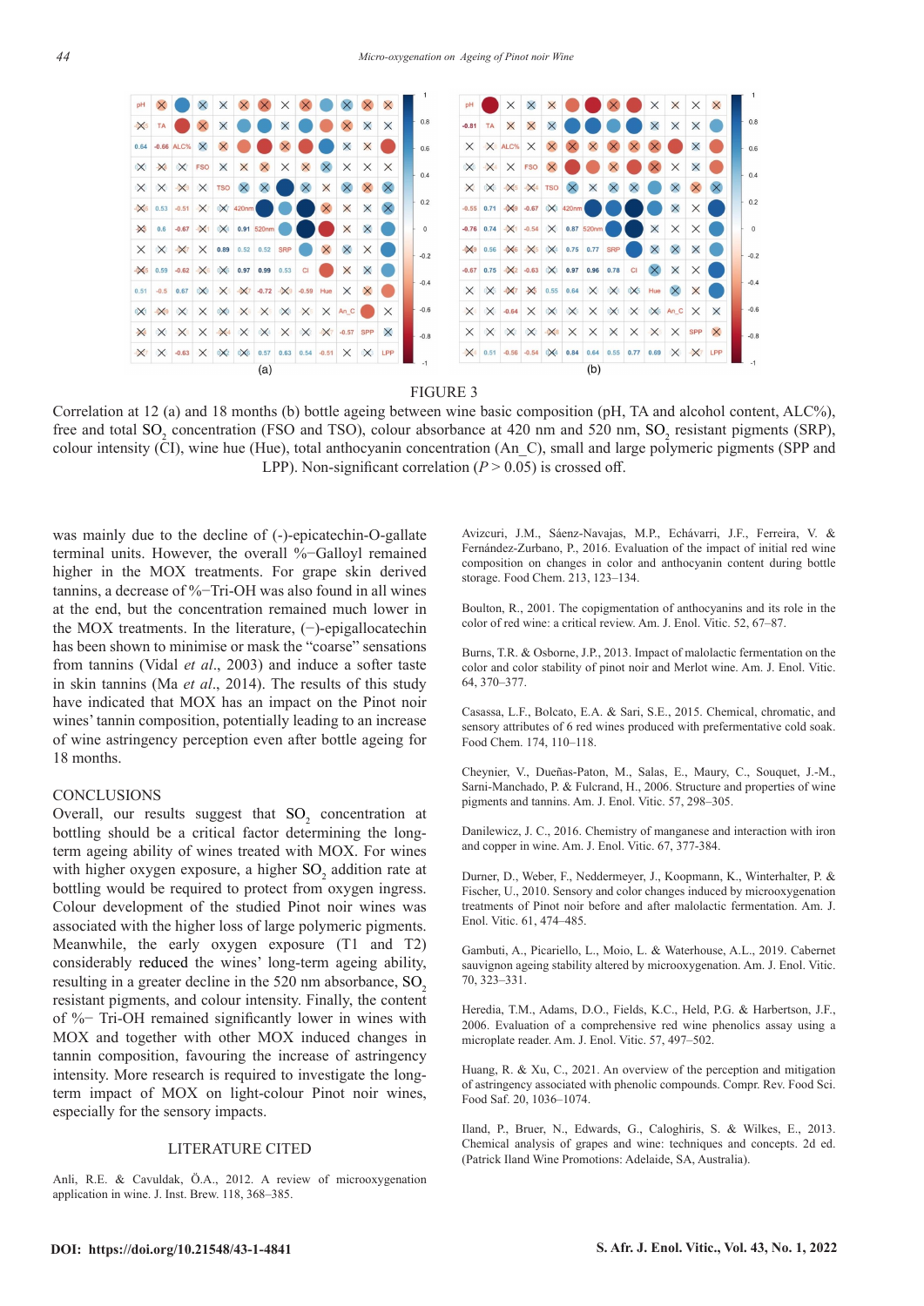FIGURE 3

Correlation at 12 (a) and 18 months (b) bottle ageing between wine basic composition (pH, TA and alcohol content, ALC%), free and total $SO_2$ concentration (FSO and TSO), colour absorbance at 420 nm and 520 nm, $SO_2$ resistant pigments (SRP), colour intensity (CI), wine hue (Hue), total anthocyanin concentration (An_C), small and large polymeric pigments (SPP and LPP). Non-significant correlation ($P > 0.05$) is crossed off.

was mainly due to the decline of (-)-epicatechin-O-gallate terminal units. However, the overall %−Galloyl remained higher in the MOX treatments. For grape skin derived tannins, a decrease of %−Tri-OH was also found in all wines at the end, but the concentration remained much lower in the MOX treatments. In the literature, (−)-epigallocatechin has been shown to minimise or mask the "coarse" sensations from tannins (Vidal *et al*., 2003) and induce a softer taste in skin tannins (Ma *et al*., 2014). The results of this study have indicated that MOX has an impact on the Pinot noir wines' tannin composition, potentially leading to an increase of wine astringency perception even after bottle ageing for 18 months.

## CONCLUSIONS

Overall, our results suggest that $SO_2$ concentration at bottling should be a critical factor determining the long-term ageing ability of wines treated with MOX. For wines with higher oxygen exposure, a higher $SO_2$ addition rate at bottling would be required to protect from oxygen ingress. Colour development of the studied Pinot noir wines was associated with the higher loss of large polymeric pigments. Meanwhile, the early oxygen exposure (T1 and T2) considerably reduced the wines' long-term ageing ability, resulting in a greater decline in the 520 nm absorbance, $SO_2$ resistant pigments, and colour intensity. Finally, the content of %− Tri-OH remained significantly lower in wines with MOX and together with other MOX induced changes in tannin composition, favouring the increase of astringency intensity. More research is required to investigate the long-term impact of MOX on light-colour Pinot noir wines, especially for the sensory impacts.

## LITERATURE CITED

Anli, R.E. & Cavuldak, Ö.A., 2012. A review of microoxygenation application in wine. J. Inst. Brew. 118, 368–385.

Avizcuri, J.M., Sáenz-Navajas, M.P., Echávarri, J.F., Ferreira, V. & Fernández-Zurbano, P., 2016. Evaluation of the impact of initial red wine composition on changes in color and anthocyanin content during bottle storage. Food Chem. 213, 123–134.

Boulton, R., 2001. The copigmentation of anthocyanins and its role in the color of red wine: a critical review. Am. J. Enol. Vitic. 52, 67–87.

Burns, T.R. & Osborne, J.P., 2013. Impact of malolactic fermentation on the color and color stability of pinot noir and Merlot wine. Am. J. Enol. Vitic. 64, 370–377.

Casassa, L.F., Bolcato, E.A. & Sari, S.E., 2015. Chemical, chromatic, and sensory attributes of 6 red wines produced with prefermentative cold soak. Food Chem. 174, 110–118.

Cheynier, V., Dueñas-Paton, M., Salas, E., Maury, C., Souquet, J.-M., Sarni-Manchado, P. & Fulcrand, H., 2006. Structure and properties of wine pigments and tannins. Am. J. Enol. Vitic. 57, 298–305.

Danilewicz, J. C., 2016. Chemistry of manganese and interaction with iron and copper in wine. Am. J. Enol. Vitic. 67, 377-384.

Durner, D., Weber, F., Neddermeyer, J., Koopmann, K., Winterhalter, P. & Fischer, U., 2010. Sensory and color changes induced by microoxygenation treatments of Pinot noir before and after malolactic fermentation. Am. J. Enol. Vitic. 61, 474–485.

Gambuti, A., Picariello, L., Moio, L. & Waterhouse, A.L., 2019. Cabernet sauvignon ageing stability altered by microoxygenation. Am. J. Enol. Vitic. 70, 323–331.

Heredia, T.M., Adams, D.O., Fields, K.C., Held, P.G. & Harbertson, J.F., 2006. Evaluation of a comprehensive red wine phenolics assay using a microplate reader. Am. J. Enol. Vitic. 57, 497–502.

Huang, R. & Xu, C., 2021. An overview of the perception and mitigation of astringency associated with phenolic compounds. Compr. Rev. Food Sci. Food Saf. 20, 1036–1074.

Iland, P., Bruer, N., Edwards, G., Caloghiris, S. & Wilkes, E., 2013. Chemical analysis of grapes and wine: techniques and concepts. 2d ed. (Patrick Iland Wine Promotions: Adelaide, SA, Australia).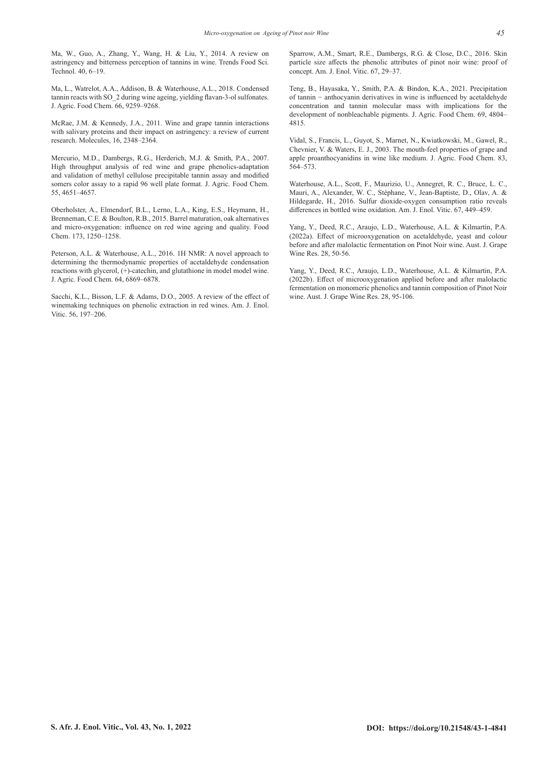Ma, W., Guo, A., Zhang, Y., Wang, H. & Liu, Y., 2014. A review on astringency and bitterness perception of tannins in wine. Trends Food Sci. Technol. 40, 6–19.

Ma, L., Watrelot, A.A., Addison, B. & Waterhouse, A.L., 2018. Condensed tannin reacts with SO_2 during wine ageing, yielding flavan-3-ol sulfonates. J. Agric. Food Chem. 66, 9259–9268.

McRae, J.M. & Kennedy, J.A., 2011. Wine and grape tannin interactions with salivary proteins and their impact on astringency: a review of current research. Molecules, 16, 2348–2364.

Mercurio, M.D., Dambergs, R.G., Herderich, M.J. & Smith, P.A., 2007. High throughput analysis of red wine and grape phenolics-adaptation and validation of methyl cellulose precipitable tannin assay and modified somers color assay to a rapid 96 well plate format. J. Agric. Food Chem. 55, 4651–4657.

Oberholster, A., Elmendorf, B.L., Lerno, L.A., King, E.S., Heymann, H., Brenneman, C.E. & Boulton, R.B., 2015. Barrel maturation, oak alternatives and micro-oxygenation: influence on red wine ageing and quality. Food Chem. 173, 1250–1258.

Peterson, A.L. & Waterhouse, A.L., 2016. 1H NMR: A novel approach to determining the thermodynamic properties of acetaldehyde condensation reactions with glycerol, (+)-catechin, and glutathione in model model wine. J. Agric. Food Chem. 64, 6869–6878.

Sacchi, K.L., Bisson, L.F. & Adams, D.O., 2005. A review of the effect of winemaking techniques on phenolic extraction in red wines. Am. J. Enol. Vitic. 56, 197–206.

Sparrow, A.M., Smart, R.E., Dambergs, R.G. & Close, D.C., 2016. Skin particle size affects the phenolic attributes of pinot noir wine: proof of concept. Am. J. Enol. Vitic. 67, 29–37.

Teng, B., Hayasaka, Y., Smith, P.A. & Bindon, K.A., 2021. Precipitation of tannin − anthocyanin derivatives in wine is influenced by acetaldehyde concentration and tannin molecular mass with implications for the development of nonbleachable pigments. J. Agric. Food Chem. 69, 4804–4815.

Vidal, S., Francis, L., Guyot, S., Marnet, N., Kwiatkowski, M., Gawel, R., Chevnier, V. & Waters, E. J., 2003. The mouth-feel properties of grape and apple proanthocyanidins in wine like medium. J. Agric. Food Chem. 83, 564–573.

Waterhouse, A.L., Scott, F., Maurizio, U., Annegret, R. C., Bruce, L. C., Mauri, A., Alexander, W. C., Stéphane, V., Jean-Baptiste, D., Olav, A. & Hildegarde, H., 2016. Sulfur dioxide-oxygen consumption ratio reveals differences in bottled wine oxidation. Am. J. Enol. Vitic. 67, 449–459.

Yang, Y., Deed, R.C., Araujo, L.D., Waterhouse, A.L. & Kilmartin, P.A. (2022a). Effect of microoxygenation on acetaldehyde, yeast and colour before and after malolactic fermentation on Pinot Noir wine. Aust. J. Grape Wine Res. 28, 50-56.

Yang, Y., Deed, R.C., Araujo, L.D., Waterhouse, A.L. & Kilmartin, P.A. (2022b). Effect of microoxygenation applied before and after malolactic fermentation on monomeric phenolics and tannin composition of Pinot Noir wine. Aust. J. Grape Wine Res. 28, 95-106.